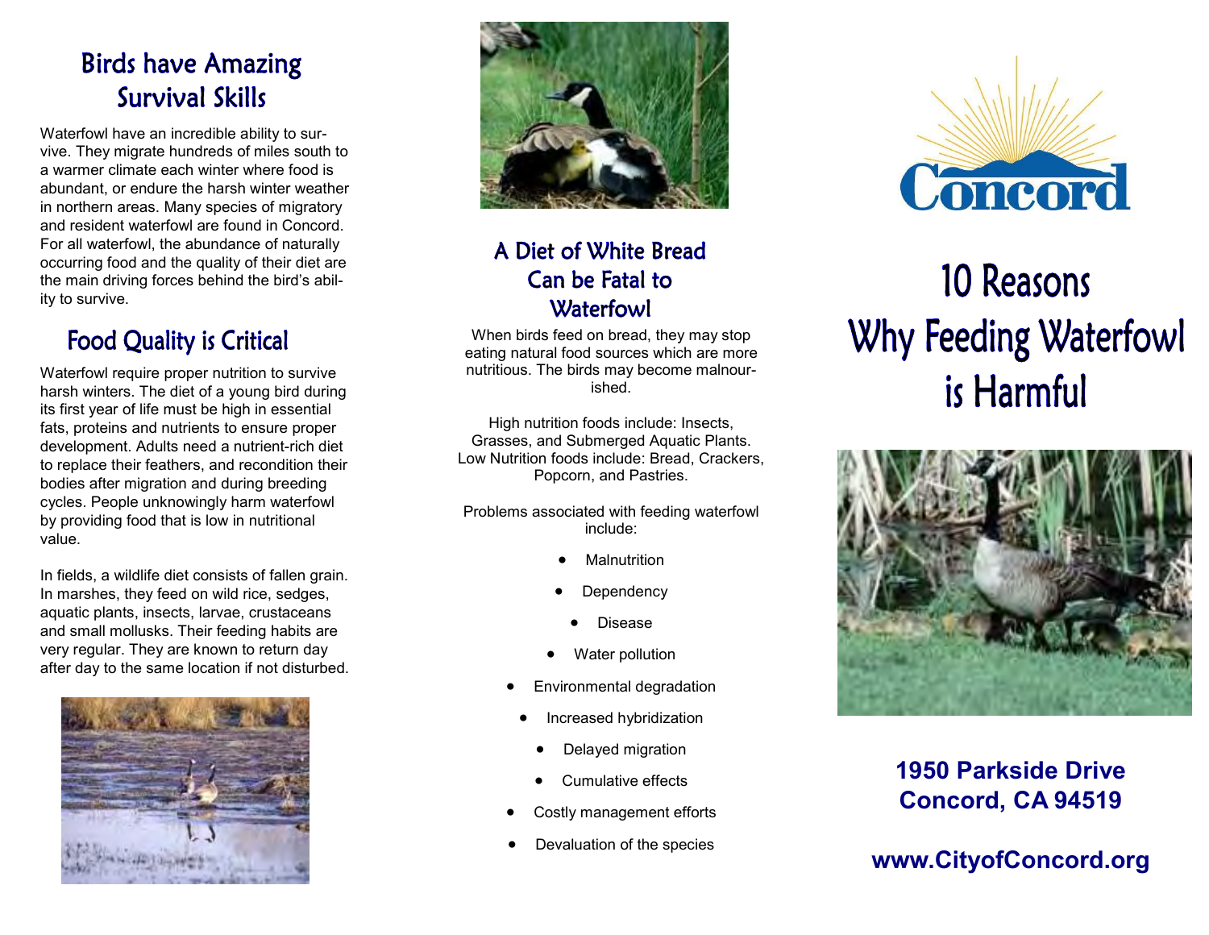## Birds have Amazing Survival Skills

Waterfowl have an incredible ability to survive. They migrate hundreds of miles south to a warmer climate each winter where food is abundant, or endure the harsh winter weather in northern areas. Many species of migratory and resident waterfowl are found in Concord. For all waterfowl, the abundance of naturally occurring food and the quality of their diet are the main driving forces behind the bird's ability to survive.

## Food Quality is Critical

Waterfowl require proper nutrition to survive harsh winters. The diet of a young bird during its first year of life must be high in essential fats, proteins and nutrients to ensure proper development. Adults need a nutrient-rich diet to replace their feathers, and recondition their bodies after migration and during breeding cycles. People unknowingly harm waterfowl by providing food that is low in nutritional value.

In fields, a wildlife diet consists of fallen grain. In marshes, they feed on wild rice, sedges, aquatic plants, insects, larvae, crustaceans and small mollusks. Their feeding habits are very regular. They are known to return day after day to the same location if not disturbed.

## A Diet of White Bread Can be Fatal to Waterfowl

When birds feed on bread, they may stop eating natural food sources which are more nutritious. The birds may become malnourished.

High nutrition foods include: Insects, Grasses, and Submerged Aquatic Plants. Low Nutrition foods include: Bread, Crackers, Popcorn, and Pastries.

Problems associated with feeding waterfowl include:

- Malnutrition
- Dependency
- Disease
- Water pollution
- Environmental degradation
- Increased hybridization
- Delayed migration
- Cumulative effects
- Costly management efforts
- Devaluation of the species

Concord

# 10 Reasons Why Feeding Waterfowl is Harmful

**1950 Parkside Drive**
**Concord, CA 94519**

**www.CityofConcord.org**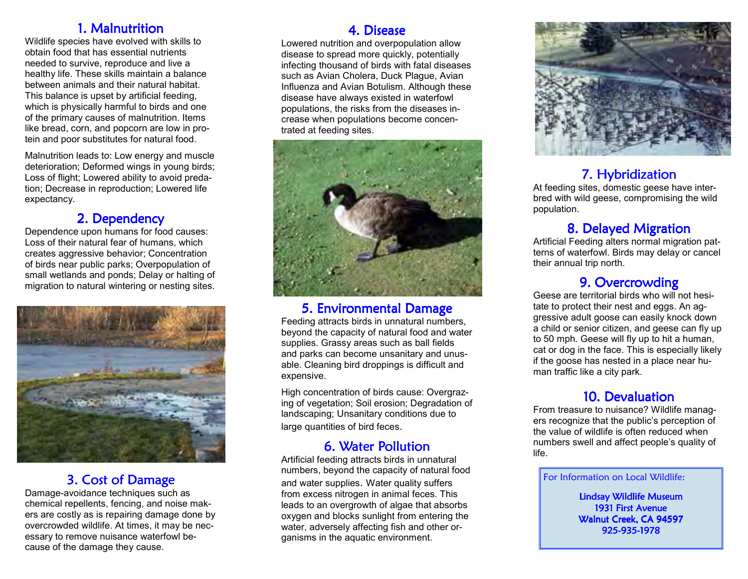## 1. Malnutrition

Wildlife species have evolved with skills to obtain food that has essential nutrients needed to survive, reproduce and live a healthy life. These skills maintain a balance between animals and their natural habitat. This balance is upset by artificial feeding, which is physically harmful to birds and one of the primary causes of malnutrition. Items like bread, corn, and popcorn are low in protein and poor substitutes for natural food.

Malnutrition leads to: Low energy and muscle deterioration; Deformed wings in young birds; Loss of flight; Lowered ability to avoid predation; Decrease in reproduction; Lowered life expectancy.

## 2. Dependency

Dependence upon humans for food causes: Loss of their natural fear of humans, which creates aggressive behavior; Concentration of birds near public parks; Overpopulation of small wetlands and ponds; Delay or halting of migration to natural wintering or nesting sites.

## 3. Cost of Damage

Damage-avoidance techniques such as chemical repellents, fencing, and noise makers are costly as is repairing damage done by overcrowded wildlife. At times, it may be necessary to remove nuisance waterfowl because of the damage they cause.

## 4. Disease

Lowered nutrition and overpopulation allow disease to spread more quickly, potentially infecting thousand of birds with fatal diseases such as Avian Cholera, Duck Plague, Avian Influenza and Avian Botulism. Although these disease have always existed in waterfowl populations, the risks from the diseases increase when populations become concentrated at feeding sites.

## 5. Environmental Damage

Feeding attracts birds in unnatural numbers, beyond the capacity of natural food and water supplies. Grassy areas such as ball fields and parks can become unsanitary and unusable. Cleaning bird droppings is difficult and expensive.

High concentration of birds cause: Overgrazing of vegetation; Soil erosion; Degradation of landscaping; Unsanitary conditions due to large quantities of bird feces.

## 6. Water Pollution

Artificial feeding attracts birds in unnatural numbers, beyond the capacity of natural food and water supplies. Water quality suffers from excess nitrogen in animal feces. This leads to an overgrowth of algae that absorbs oxygen and blocks sunlight from entering the water, adversely affecting fish and other organisms in the aquatic environment.

## 7. Hybridization

At feeding sites, domestic geese have interbred with wild geese, compromising the wild population.

## 8. Delayed Migration

Artificial Feeding alters normal migration patterns of waterfowl. Birds may delay or cancel their annual trip north.

## 9. Overcrowding

Geese are territorial birds who will not hesitate to protect their nest and eggs. An aggressive adult goose can easily knock down a child or senior citizen, and geese can fly up to 50 mph. Geese will fly up to hit a human, cat or dog in the face. This is especially likely if the goose has nested in a place near human traffic like a city park.

## 10. Devaluation

From treasure to nuisance? Wildlife managers recognize that the public's perception of the value of wildlife is often reduced when numbers swell and affect people's quality of life.

For Information on Local Wildlife:

Lindsay Wildlife Museum
1931 First Avenue
Walnut Creek, CA 94597
925-935-1978